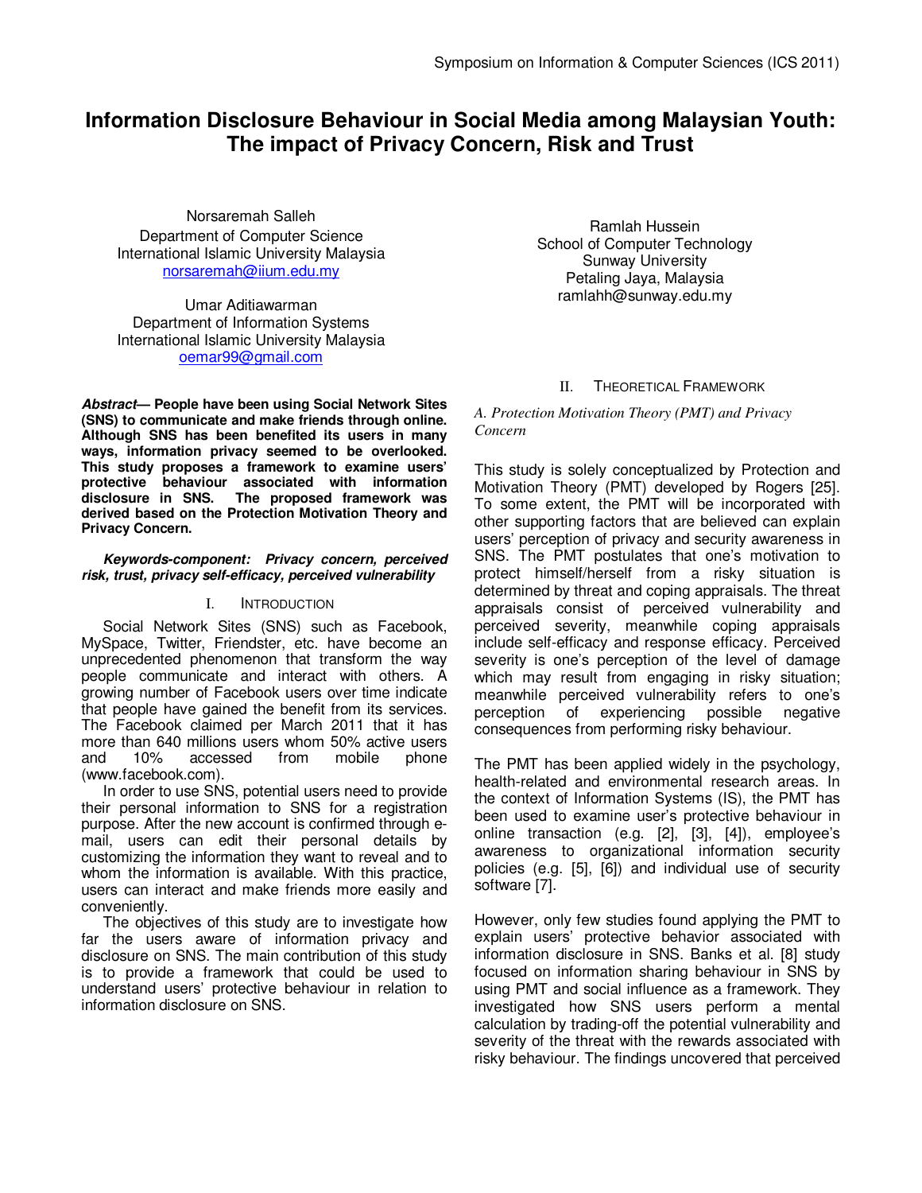# Information Disclosure Behaviour in Social Media among Malaysian Youth: The impact of Privacy Concern, Risk and Trust

Norsaremah Salleh
Department of Computer Science
International Islamic University Malaysia
norsaremah@iium.edu.my

Umar Aditiawarman
Department of Information Systems
International Islamic University Malaysia
oemar99@gmail.com

Ramlah Hussein
School of Computer Technology
Sunway University
Petaling Jaya, Malaysia
ramlahh@sunway.edu.my

***Abstract*— People have been using Social Network Sites (SNS) to communicate and make friends through online. Although SNS has been benefited its users in many ways, information privacy seemed to be overlooked. This study proposes a framework to examine users' protective behaviour associated with information disclosure in SNS. The proposed framework was derived based on the Protection Motivation Theory and Privacy Concern.**

***Keywords-component: Privacy concern, perceived risk, trust, privacy self-efficacy, perceived vulnerability***

## I. Introduction

Social Network Sites (SNS) such as Facebook, MySpace, Twitter, Friendster, etc. have become an unprecedented phenomenon that transform the way people communicate and interact with others. A growing number of Facebook users over time indicate that people have gained the benefit from its services. The Facebook claimed per March 2011 that it has more than 640 millions users whom 50% active users and 10% accessed from mobile phone (www.facebook.com).

In order to use SNS, potential users need to provide their personal information to SNS for a registration purpose. After the new account is confirmed through e-mail, users can edit their personal details by customizing the information they want to reveal and to whom the information is available. With this practice, users can interact and make friends more easily and conveniently.

The objectives of this study are to investigate how far the users aware of information privacy and disclosure on SNS. The main contribution of this study is to provide a framework that could be used to understand users' protective behaviour in relation to information disclosure on SNS.

## II. Theoretical Framework

### *A. Protection Motivation Theory (PMT) and Privacy Concern*

This study is solely conceptualized by Protection and Motivation Theory (PMT) developed by Rogers [25]. To some extent, the PMT will be incorporated with other supporting factors that are believed can explain users' perception of privacy and security awareness in SNS. The PMT postulates that one's motivation to protect himself/herself from a risky situation is determined by threat and coping appraisals. The threat appraisals consist of perceived vulnerability and perceived severity, meanwhile coping appraisals include self-efficacy and response efficacy. Perceived severity is one's perception of the level of damage which may result from engaging in risky situation; meanwhile perceived vulnerability refers to one's perception of experiencing possible negative consequences from performing risky behaviour.

The PMT has been applied widely in the psychology, health-related and environmental research areas. In the context of Information Systems (IS), the PMT has been used to examine user's protective behaviour in online transaction (e.g. [2], [3], [4]), employee's awareness to organizational information security policies (e.g. [5], [6]) and individual use of security software [7].

However, only few studies found applying the PMT to explain users' protective behavior associated with information disclosure in SNS. Banks et al. [8] study focused on information sharing behaviour in SNS by using PMT and social influence as a framework. They investigated how SNS users perform a mental calculation by trading-off the potential vulnerability and severity of the threat with the rewards associated with risky behaviour. The findings uncovered that perceived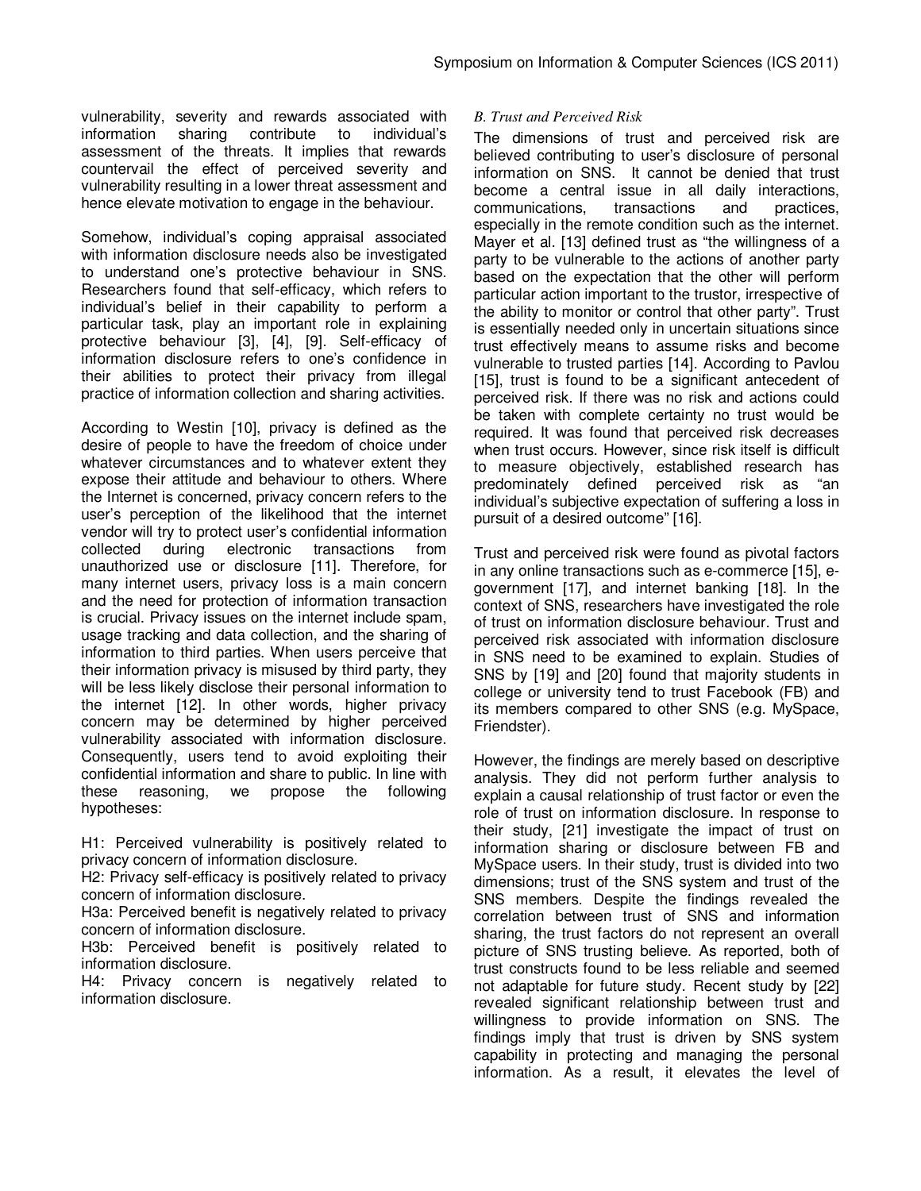vulnerability, severity and rewards associated with information sharing contribute to individual's assessment of the threats. It implies that rewards countervail the effect of perceived severity and vulnerability resulting in a lower threat assessment and hence elevate motivation to engage in the behaviour.

Somehow, individual's coping appraisal associated with information disclosure needs also be investigated to understand one's protective behaviour in SNS. Researchers found that self-efficacy, which refers to individual's belief in their capability to perform a particular task, play an important role in explaining protective behaviour [3], [4], [9]. Self-efficacy of information disclosure refers to one's confidence in their abilities to protect their privacy from illegal practice of information collection and sharing activities.

According to Westin [10], privacy is defined as the desire of people to have the freedom of choice under whatever circumstances and to whatever extent they expose their attitude and behaviour to others. Where the Internet is concerned, privacy concern refers to the user's perception of the likelihood that the internet vendor will try to protect user's confidential information collected during electronic transactions from unauthorized use or disclosure [11]. Therefore, for many internet users, privacy loss is a main concern and the need for protection of information transaction is crucial. Privacy issues on the internet include spam, usage tracking and data collection, and the sharing of information to third parties. When users perceive that their information privacy is misused by third party, they will be less likely disclose their personal information to the internet [12]. In other words, higher privacy concern may be determined by higher perceived vulnerability associated with information disclosure. Consequently, users tend to avoid exploiting their confidential information and share to public. In line with these reasoning, we propose the following hypotheses:

H1: Perceived vulnerability is positively related to privacy concern of information disclosure.
H2: Privacy self-efficacy is positively related to privacy concern of information disclosure.
H3a: Perceived benefit is negatively related to privacy concern of information disclosure.
H3b: Perceived benefit is positively related to information disclosure.
H4: Privacy concern is negatively related to information disclosure.

### *B. Trust and Perceived Risk*

The dimensions of trust and perceived risk are believed contributing to user's disclosure of personal information on SNS. It cannot be denied that trust become a central issue in all daily interactions, communications, transactions and practices, especially in the remote condition such as the internet. Mayer et al. [13] defined trust as "the willingness of a party to be vulnerable to the actions of another party based on the expectation that the other will perform particular action important to the trustor, irrespective of the ability to monitor or control that other party". Trust is essentially needed only in uncertain situations since trust effectively means to assume risks and become vulnerable to trusted parties [14]. According to Pavlou [15], trust is found to be a significant antecedent of perceived risk. If there was no risk and actions could be taken with complete certainty no trust would be required. It was found that perceived risk decreases when trust occurs. However, since risk itself is difficult to measure objectively, established research has predominately defined perceived risk as "an individual's subjective expectation of suffering a loss in pursuit of a desired outcome" [16].

Trust and perceived risk were found as pivotal factors in any online transactions such as e-commerce [15], e-government [17], and internet banking [18]. In the context of SNS, researchers have investigated the role of trust on information disclosure behaviour. Trust and perceived risk associated with information disclosure in SNS need to be examined to explain. Studies of SNS by [19] and [20] found that majority students in college or university tend to trust Facebook (FB) and its members compared to other SNS (e.g. MySpace, Friendster).

However, the findings are merely based on descriptive analysis. They did not perform further analysis to explain a causal relationship of trust factor or even the role of trust on information disclosure. In response to their study, [21] investigate the impact of trust on information sharing or disclosure between FB and MySpace users. In their study, trust is divided into two dimensions; trust of the SNS system and trust of the SNS members. Despite the findings revealed the correlation between trust of SNS and information sharing, the trust factors do not represent an overall picture of SNS trusting believe. As reported, both of trust constructs found to be less reliable and seemed not adaptable for future study. Recent study by [22] revealed significant relationship between trust and willingness to provide information on SNS. The findings imply that trust is driven by SNS system capability in protecting and managing the personal information. As a result, it elevates the level of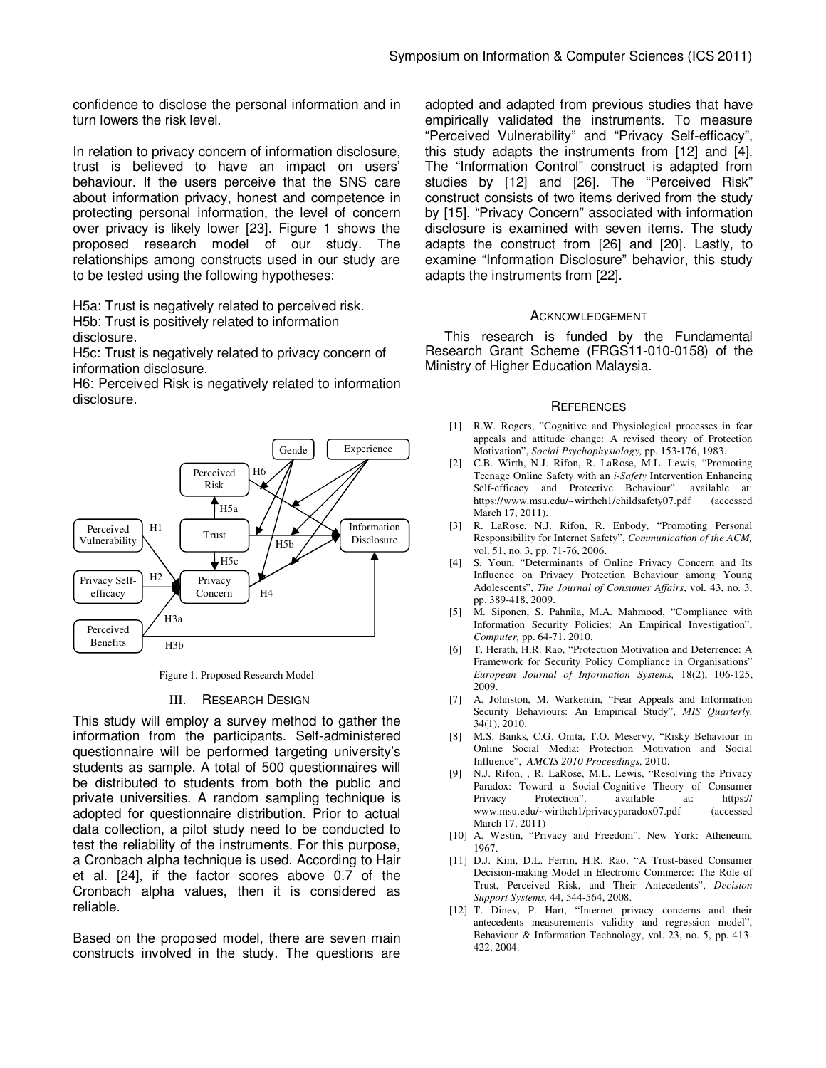confidence to disclose the personal information and in turn lowers the risk level.

In relation to privacy concern of information disclosure, trust is believed to have an impact on users' behaviour. If the users perceive that the SNS care about information privacy, honest and competence in protecting personal information, the level of concern over privacy is likely lower [23]. Figure 1 shows the proposed research model of our study. The relationships among constructs used in our study are to be tested using the following hypotheses:

H5a: Trust is negatively related to perceived risk.
H5b: Trust is positively related to information disclosure.
H5c: Trust is negatively related to privacy concern of information disclosure.
H6: Perceived Risk is negatively related to information disclosure.

Figure 1. Proposed Research Model

## III. RESEARCH DESIGN

This study will employ a survey method to gather the information from the participants. Self-administered questionnaire will be performed targeting university's students as sample. A total of 500 questionnaires will be distributed to students from both the public and private universities. A random sampling technique is adopted for questionnaire distribution. Prior to actual data collection, a pilot study need to be conducted to test the reliability of the instruments. For this purpose, a Cronbach alpha technique is used. According to Hair et al. [24], if the factor scores above 0.7 of the Cronbach alpha values, then it is considered as reliable.

Based on the proposed model, there are seven main constructs involved in the study. The questions are adopted and adapted from previous studies that have empirically validated the instruments. To measure "Perceived Vulnerability" and "Privacy Self-efficacy", this study adapts the instruments from [12] and [4]. The "Information Control" construct is adapted from studies by [12] and [26]. The "Perceived Risk" construct consists of two items derived from the study by [15]. "Privacy Concern" associated with information disclosure is examined with seven items. The study adapts the construct from [26] and [20]. Lastly, to examine "Information Disclosure" behavior, this study adapts the instruments from [22].

## ACKNOWLEDGEMENT

This research is funded by the Fundamental Research Grant Scheme (FRGS11-010-0158) of the Ministry of Higher Education Malaysia.

## REFERENCES

[1] R.W. Rogers, "Cognitive and Physiological processes in fear appeals and attitude change: A revised theory of Protection Motivation", *Social Psychophysiology,* pp. 153-176, 1983.

[2] C.B. Wirth, N.J. Rifon, R. LaRose, M.L. Lewis, "Promoting Teenage Online Safety with an *i-Safety* Intervention Enhancing Self-efficacy and Protective Behaviour". available at: https://www.msu.edu/~wirthch1/childsafety07.pdf (accessed March 17, 2011).

[3] R. LaRose, N.J. Rifon, R. Enbody, "Promoting Personal Responsibility for Internet Safety", *Communication of the ACM,* vol. 51, no. 3, pp. 71-76, 2006.

[4] S. Youn, "Determinants of Online Privacy Concern and Its Influence on Privacy Protection Behaviour among Young Adolescents", *The Journal of Consumer Affairs*, vol. 43, no. 3, pp. 389-418, 2009.

[5] M. Siponen, S. Pahnila, M.A. Mahmood, "Compliance with Information Security Policies: An Empirical Investigation", *Computer,* pp. 64-71. 2010.

[6] T. Herath, H.R. Rao, "Protection Motivation and Deterrence: A Framework for Security Policy Compliance in Organisations" *European Journal of Information Systems,* 18(2), 106-125, 2009.

[7] A. Johnston, M. Warkentin, "Fear Appeals and Information Security Behaviours: An Empirical Study", *MIS Quarterly,* 34(1), 2010.

[8] M.S. Banks, C.G. Onita, T.O. Meservy, "Risky Behaviour in Online Social Media: Protection Motivation and Social Influence", *AMCIS 2010 Proceedings,* 2010.

[9] N.J. Rifon, , R. LaRose, M.L. Lewis, "Resolving the Privacy Paradox: Toward a Social-Cognitive Theory of Consumer Privacy Protection". available at: https:// www.msu.edu/~wirthch1/privacyparadox07.pdf (accessed March 17, 2011)

[10] A. Westin, "Privacy and Freedom", New York: Atheneum, 1967.

[11] D.J. Kim, D.L. Ferrin, H.R. Rao, "A Trust-based Consumer Decision-making Model in Electronic Commerce: The Role of Trust, Perceived Risk, and Their Antecedents", *Decision Support Systems,* 44, 544-564, 2008.

[12] T. Dinev, P. Hart, "Internet privacy concerns and their antecedents measurements validity and regression model", Behaviour & Information Technology, vol. 23, no. 5, pp. 413-422, 2004.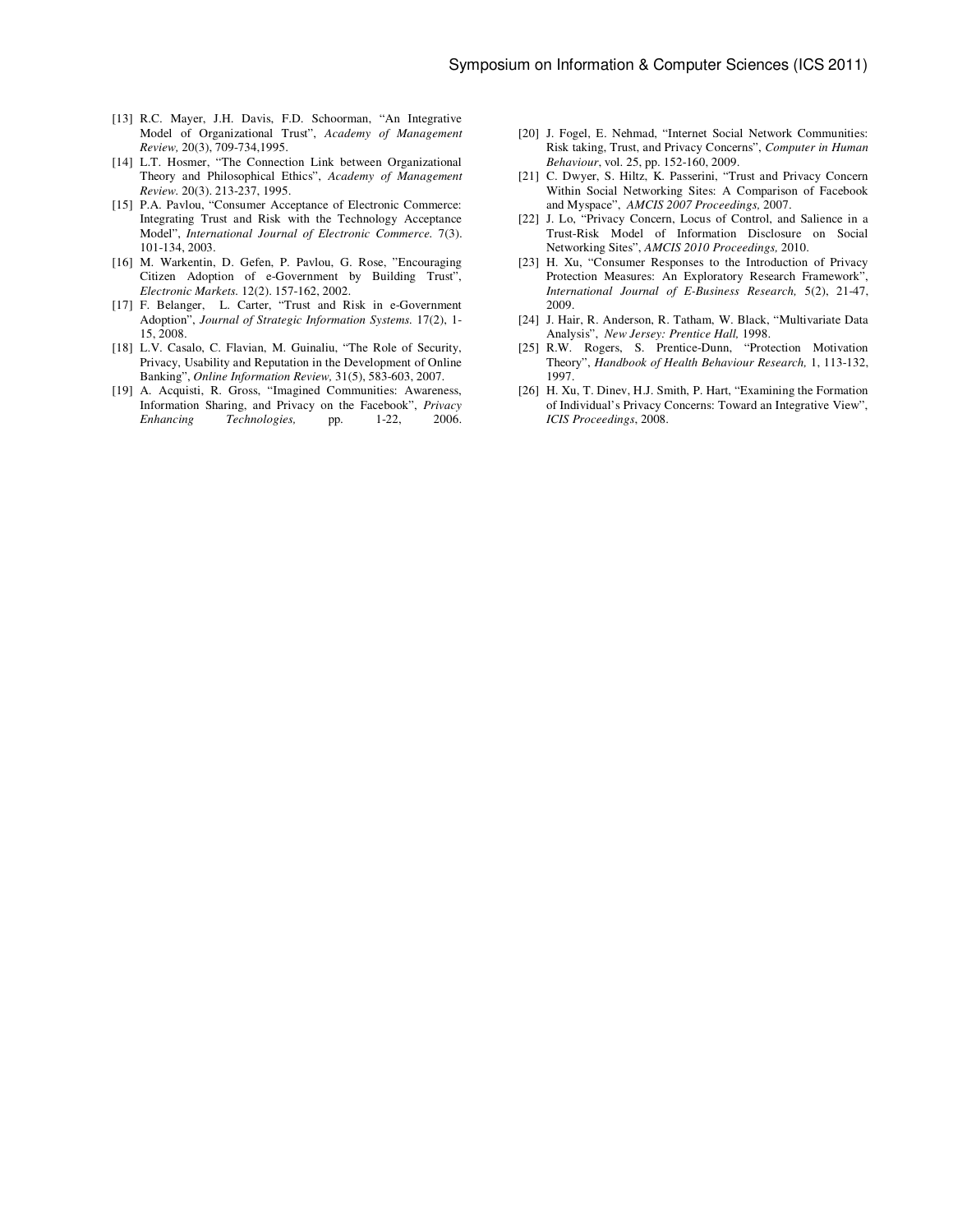[13] R.C. Mayer, J.H. Davis, F.D. Schoorman, "An Integrative Model of Organizational Trust", *Academy of Management Review,* 20(3), 709-734,1995.

[14] L.T. Hosmer, "The Connection Link between Organizational Theory and Philosophical Ethics", *Academy of Management Review.* 20(3). 213-237, 1995.

[15] P.A. Pavlou, "Consumer Acceptance of Electronic Commerce: Integrating Trust and Risk with the Technology Acceptance Model", *International Journal of Electronic Commerce.* 7(3). 101-134, 2003.

[16] M. Warkentin, D. Gefen, P. Pavlou, G. Rose, "Encouraging Citizen Adoption of e-Government by Building Trust", *Electronic Markets.* 12(2). 157-162, 2002.

[17] F. Belanger, L. Carter, "Trust and Risk in e-Government Adoption", *Journal of Strategic Information Systems.* 17(2), 1-15, 2008.

[18] L.V. Casalo, C. Flavian, M. Guinaliu, "The Role of Security, Privacy, Usability and Reputation in the Development of Online Banking", *Online Information Review,* 31(5), 583-603, 2007.

[19] A. Acquisti, R. Gross, "Imagined Communities: Awareness, Information Sharing, and Privacy on the Facebook", *Privacy Enhancing Technologies,* pp. 1-22, 2006.

[20] J. Fogel, E. Nehmad, "Internet Social Network Communities: Risk taking, Trust, and Privacy Concerns", *Computer in Human Behaviour*, vol. 25, pp. 152-160, 2009.

[21] C. Dwyer, S. Hiltz, K. Passerini, "Trust and Privacy Concern Within Social Networking Sites: A Comparison of Facebook and Myspace", *AMCIS 2007 Proceedings,* 2007.

[22] J. Lo, "Privacy Concern, Locus of Control, and Salience in a Trust-Risk Model of Information Disclosure on Social Networking Sites", *AMCIS 2010 Proceedings,* 2010.

[23] H. Xu, "Consumer Responses to the Introduction of Privacy Protection Measures: An Exploratory Research Framework", *International Journal of E-Business Research,* 5(2), 21-47, 2009.

[24] J. Hair, R. Anderson, R. Tatham, W. Black, "Multivariate Data Analysis", *New Jersey: Prentice Hall,* 1998.

[25] R.W. Rogers, S. Prentice-Dunn, "Protection Motivation Theory", *Handbook of Health Behaviour Research,* 1, 113-132, 1997.

[26] H. Xu, T. Dinev, H.J. Smith, P. Hart, "Examining the Formation of Individual's Privacy Concerns: Toward an Integrative View", *ICIS Proceedings*, 2008.